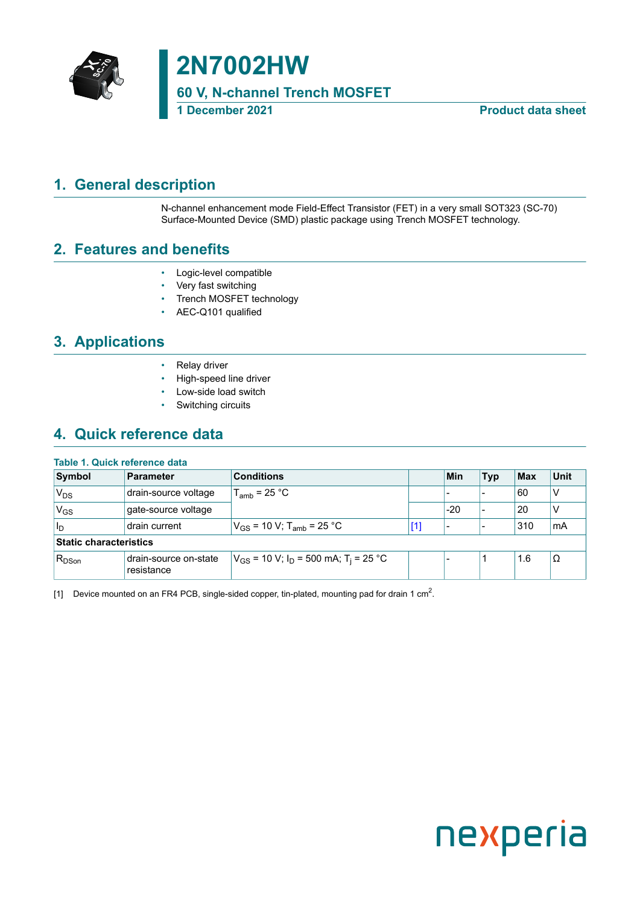# 2N7002HW

## 60 V, N-channel Trench MOSFET

**1 December 2021** **Product data sheet**

## 1. General description

N-channel enhancement mode Field-Effect Transistor (FET) in a very small SOT323 (SC-70) Surface-Mounted Device (SMD) plastic package using Trench MOSFET technology.

## 2. Features and benefits

- Logic-level compatible
- Very fast switching
- Trench MOSFET technology
- AEC-Q101 qualified

## 3. Applications

- Relay driver
- High-speed line driver
- Low-side load switch
- Switching circuits

## 4. Quick reference data

**Table 1. Quick reference data**

| Symbol | Parameter | Conditions | | Min | Typ | Max | Unit |
|---|---|---|---|---|---|---|---|
| $V_{DS}$ | drain-source voltage | $T_{amb}$ = 25 °C | | - | - | 60 | V |
| $V_{GS}$ | gate-source voltage | | | -20 | - | 20 | V |
| $I_D$ | drain current | $V_{GS}$ = 10 V; $T_{amb}$ = 25 °C | [1] | - | - | 310 | mA |
| **Static characteristics** | | | | | | | |
| $R_{DSon}$ | drain-source on-state resistance | $V_{GS}$ = 10 V; $I_D$ = 500 mA; $T_j$ = 25 °C | | - | 1 | 1.6 | Ω |

[1] Device mounted on an FR4 PCB, single-sided copper, tin-plated, mounting pad for drain 1 $cm^2$.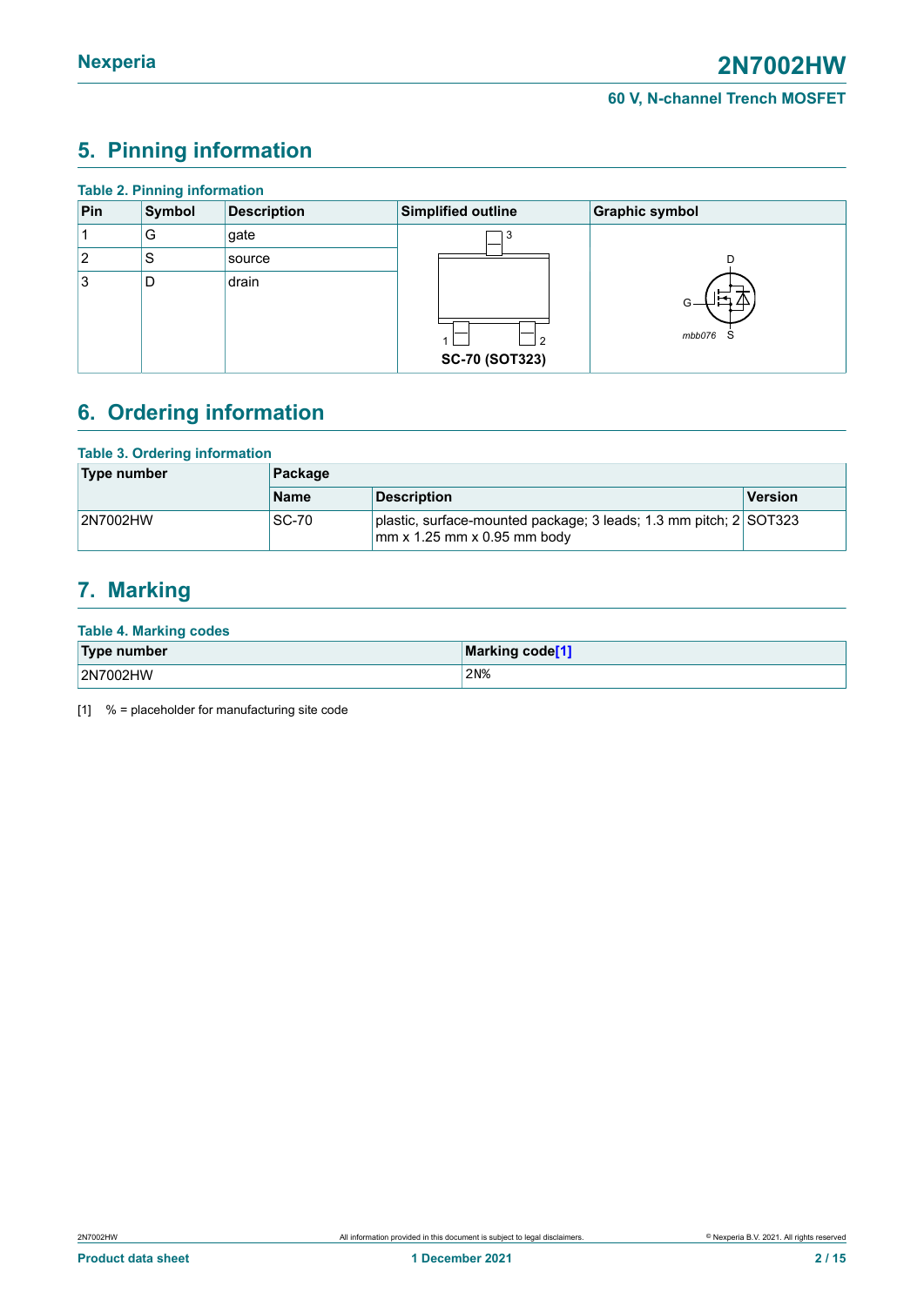## 5. Pinning information

**Table 2. Pinning information**

| Pin | Symbol | Description | Simplified outline | Graphic symbol |
|---|---|---|---|---|
| 1 | G | gate | SC-70 (SOT323) | mbb076 |
| 2 | S | source | | |
| 3 | D | drain | | |

## 6. Ordering information

**Table 3. Ordering information**

| Type number | Package | | |
|---|---|---|---|
| | Name | Description | Version |
| 2N7002HW | SC-70 | plastic, surface-mounted package; 3 leads; 1.3 mm pitch; 2 mm x 1.25 mm x 0.95 mm body | SOT323 |

## 7. Marking

**Table 4. Marking codes**

| Type number | Marking code[1] |
|---|---|
| 2N7002HW | 2N% |

[1] % = placeholder for manufacturing site code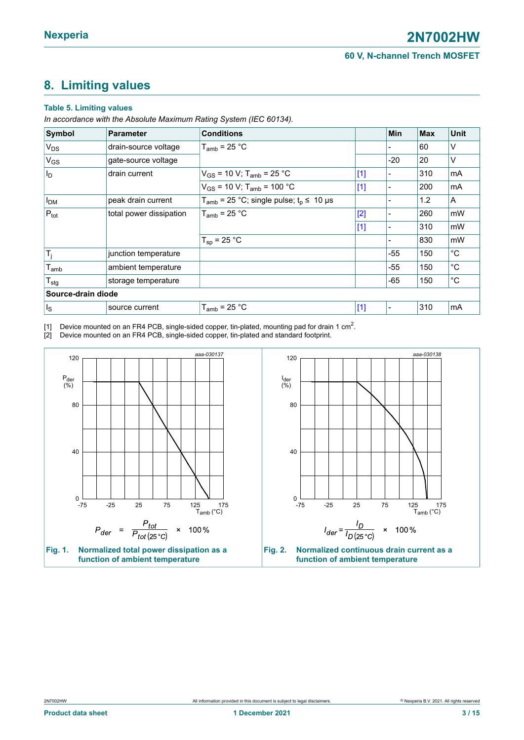## 8. Limiting values

**Table 5. Limiting values**

*In accordance with the Absolute Maximum Rating System (IEC 60134).*

| Symbol | Parameter | Conditions | | Min | Max | Unit |
|---|---|---|---|---|---|---|
| $V_{DS}$ | drain-source voltage | $T_{amb}$ = 25 °C | | - | 60 | V |
| $V_{GS}$ | gate-source voltage | | | -20 | 20 | V |
| $I_D$ | drain current | $V_{GS}$ = 10 V; $T_{amb}$ = 25 °C | [1] | - | 310 | mA |
| | | $V_{GS}$ = 10 V; $T_{amb}$ = 100 °C | [1] | - | 200 | mA |
| $I_{DM}$ | peak drain current | $T_{amb}$ = 25 °C; single pulse; $t_p \leq$ 10 µs | | - | 1.2 | A |
| $P_{tot}$ | total power dissipation | $T_{amb}$ = 25 °C | [2] | - | 260 | mW |
| | | | [1] | - | 310 | mW |
| | | $T_{sp}$ = 25 °C | | - | 830 | mW |
| $T_j$ | junction temperature | | | -55 | 150 | °C |
| $T_{amb}$ | ambient temperature | | | -55 | 150 | °C |
| $T_{stg}$ | storage temperature | | | -65 | 150 | °C |
| **Source-drain diode** | | | | | | |
| $I_S$ | source current | $T_{amb}$ = 25 °C | [1] | - | 310 | mA |

[1] Device mounted on an FR4 PCB, single-sided copper, tin-plated, mounting pad for drain 1 $cm^2$.

[2] Device mounted on an FR4 PCB, single-sided copper, tin-plated and standard footprint.

aaa-030137

$$P_{der} = \frac{P_{tot}}{P_{tot(25\,°C)}} \times 100\,\%$$

**Fig. 1. Normalized total power dissipation as a function of ambient temperature**

aaa-030138

$$I_{der} = \frac{I_D}{I_{D(25\,°C)}} \times 100\,\%$$

**Fig. 2. Normalized continuous drain current as a function of ambient temperature**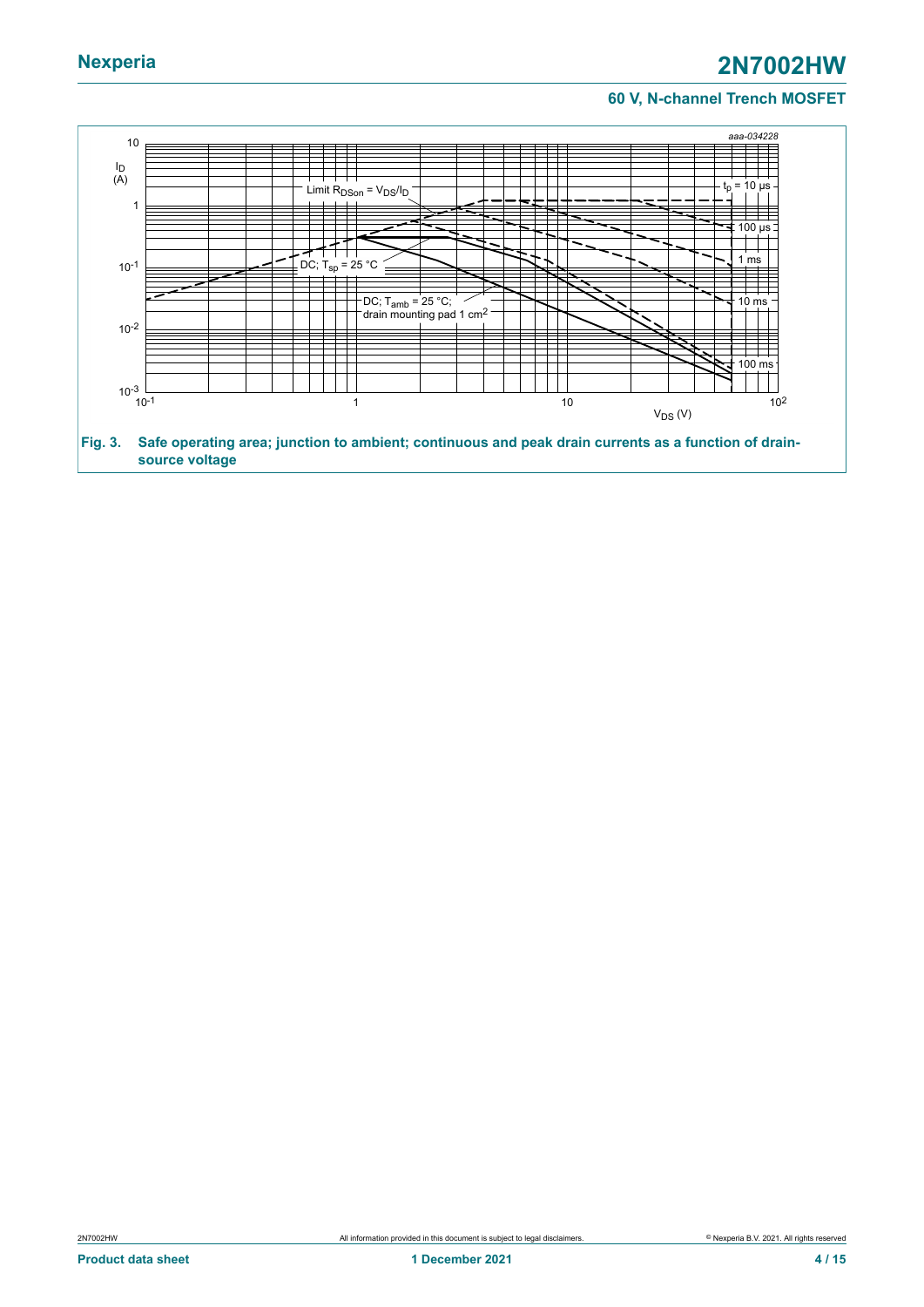Fig. 3. Safe operating area; junction to ambient; continuous and peak drain currents as a function of drain-source voltage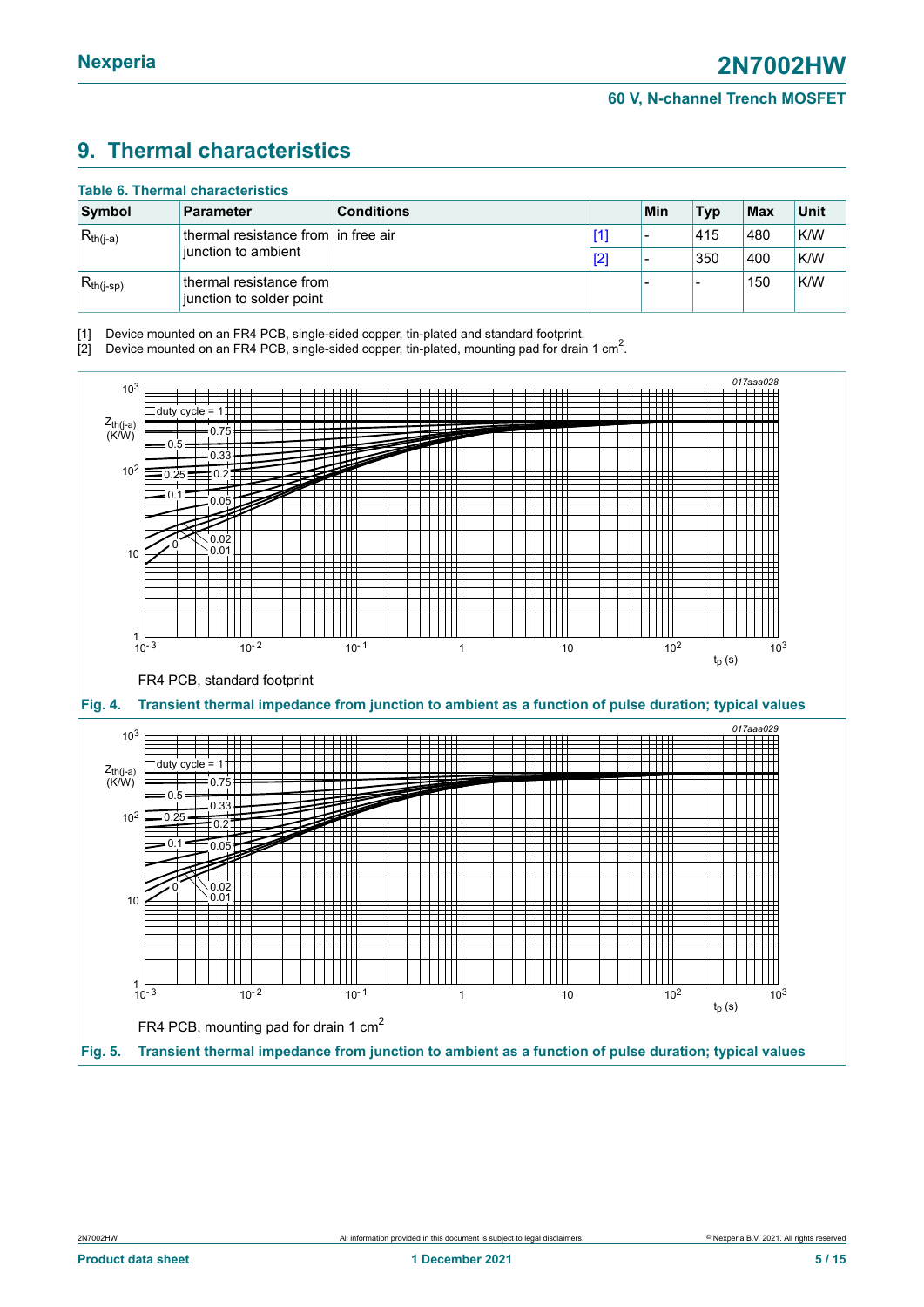## 9. Thermal characteristics

**Table 6. Thermal characteristics**

| Symbol | Parameter | Conditions | | Min | Typ | Max | Unit |
|---|---|---|---|---|---|---|---|
| $R_{th(j-a)}$ | thermal resistance from junction to ambient | in free air | [1] | - | 415 | 480 | K/W |
| | | | [2] | - | 350 | 400 | K/W |
| $R_{th(j-sp)}$ | thermal resistance from junction to solder point | | | - | - | 150 | K/W |

[1] Device mounted on an FR4 PCB, single-sided copper, tin-plated and standard footprint.

[2] Device mounted on an FR4 PCB, single-sided copper, tin-plated, mounting pad for drain 1 $cm^2$.

FR4 PCB, standard footprint

**Fig. 4. Transient thermal impedance from junction to ambient as a function of pulse duration; typical values**

FR4 PCB, mounting pad for drain 1 $cm^2$

**Fig. 5. Transient thermal impedance from junction to ambient as a function of pulse duration; typical values**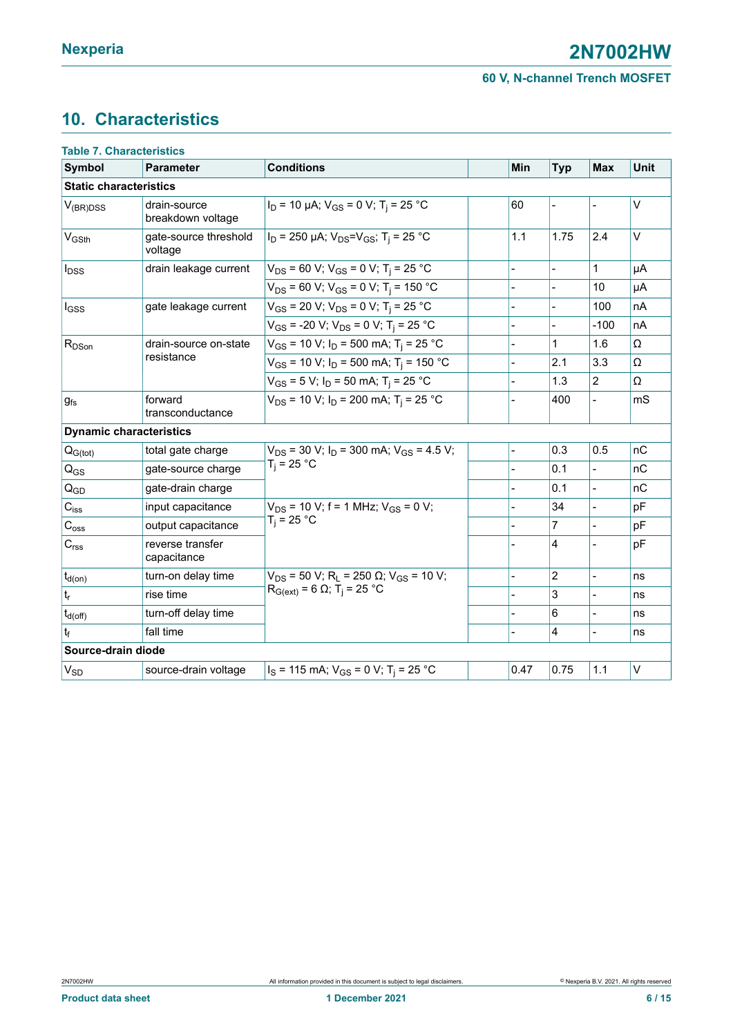## 10. Characteristics

**Table 7. Characteristics**

| Symbol | Parameter | Conditions | | Min | Typ | Max | Unit |
|---|---|---|---|---|---|---|---|
| **Static characteristics** | | | | | | | |
| $V_{(BR)DSS}$ | drain-source breakdown voltage | $I_D$ = 10 µA; $V_{GS}$ = 0 V; $T_j$ = 25 °C | | 60 | - | - | V |
| $V_{GSth}$ | gate-source threshold voltage | $I_D$ = 250 µA; $V_{DS}$=$V_{GS}$; $T_j$ = 25 °C | | 1.1 | 1.75 | 2.4 | V |
| $I_{DSS}$ | drain leakage current | $V_{DS}$ = 60 V; $V_{GS}$ = 0 V; $T_j$ = 25 °C | | - | - | 1 | µA |
| | | $V_{DS}$ = 60 V; $V_{GS}$ = 0 V; $T_j$ = 150 °C | | - | - | 10 | µA |
| $I_{GSS}$ | gate leakage current | $V_{GS}$ = 20 V; $V_{DS}$ = 0 V; $T_j$ = 25 °C | | - | - | 100 | nA |
| | | $V_{GS}$ = -20 V; $V_{DS}$ = 0 V; $T_j$ = 25 °C | | - | - | -100 | nA |
| $R_{DSon}$ | drain-source on-state resistance | $V_{GS}$ = 10 V; $I_D$ = 500 mA; $T_j$ = 25 °C | | - | 1 | 1.6 | Ω |
| | | $V_{GS}$ = 10 V; $I_D$ = 500 mA; $T_j$ = 150 °C | | - | 2.1 | 3.3 | Ω |
| | | $V_{GS}$ = 5 V; $I_D$ = 50 mA; $T_j$ = 25 °C | | - | 1.3 | 2 | Ω |
| $g_{fs}$ | forward transconductance | $V_{DS}$ = 10 V; $I_D$ = 200 mA; $T_j$ = 25 °C | | - | 400 | - | mS |
| **Dynamic characteristics** | | | | | | | |
| $Q_{G(tot)}$ | total gate charge | $V_{DS}$ = 30 V; $I_D$ = 300 mA; $V_{GS}$ = 4.5 V; $T_j$ = 25 °C | | - | 0.3 | 0.5 | nC |
| $Q_{GS}$ | gate-source charge | | | - | 0.1 | - | nC |
| $Q_{GD}$ | gate-drain charge | | | - | 0.1 | - | nC |
| $C_{iss}$ | input capacitance | $V_{DS}$ = 10 V; f = 1 MHz; $V_{GS}$ = 0 V; $T_j$ = 25 °C | | - | 34 | - | pF |
| $C_{oss}$ | output capacitance | | | - | 7 | - | pF |
| $C_{rss}$ | reverse transfer capacitance | | | - | 4 | - | pF |
| $t_{d(on)}$ | turn-on delay time | $V_{DS}$ = 50 V; $R_L$ = 250 Ω; $V_{GS}$ = 10 V; $R_{G(ext)}$ = 6 Ω; $T_j$ = 25 °C | | - | 2 | - | ns |
| $t_r$ | rise time | | | - | 3 | - | ns |
| $t_{d(off)}$ | turn-off delay time | | | - | 6 | - | ns |
| $t_f$ | fall time | | | - | 4 | - | ns |
| **Source-drain diode** | | | | | | | |
| $V_{SD}$ | source-drain voltage | $I_S$ = 115 mA; $V_{GS}$ = 0 V; $T_j$ = 25 °C | | 0.47 | 0.75 | 1.1 | V |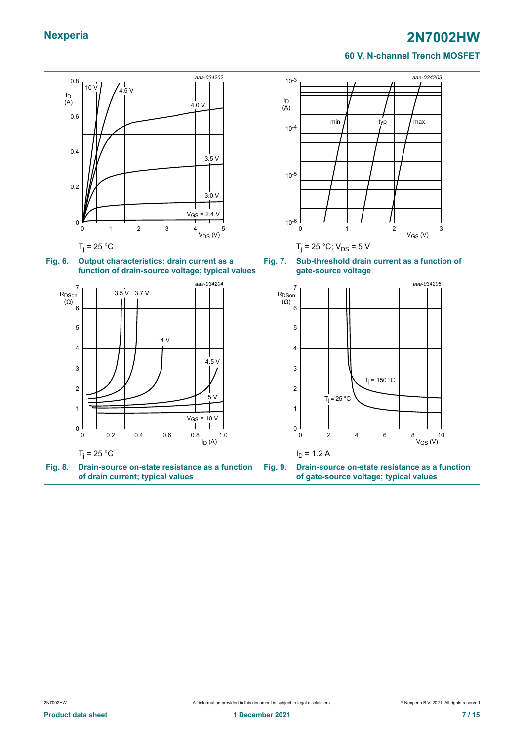$T_j$ = 25 °C

**Fig. 6.** **Output characteristics: drain current as a function of drain-source voltage; typical values**

$T_j$ = 25 °C; $V_{DS}$ = 5 V

**Fig. 7.** **Sub-threshold drain current as a function of gate-source voltage**

$T_j$ = 25 °C

**Fig. 8.** **Drain-source on-state resistance as a function of drain current; typical values**

$I_D$ = 1.2 A

**Fig. 9.** **Drain-source on-state resistance as a function of gate-source voltage; typical values**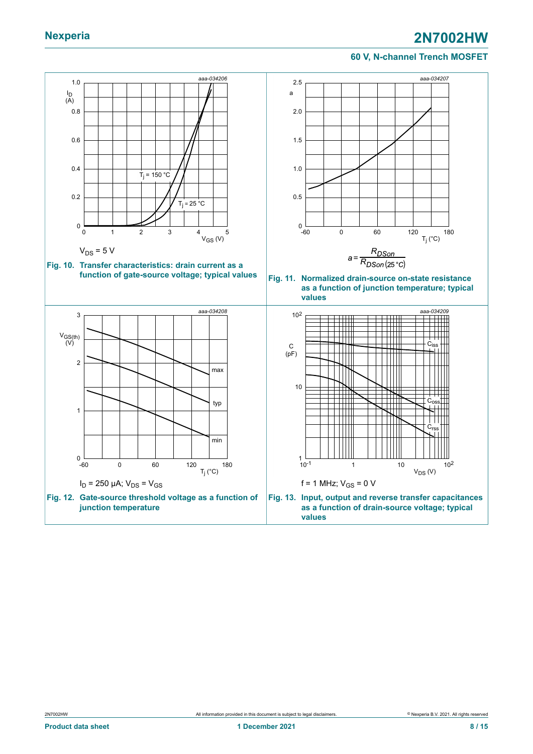aaa-034206

$V_{DS}$ = 5 V

**Fig. 10. Transfer characteristics: drain current as a function of gate-source voltage; typical values**

aaa-034207

$$a = \frac{R_{DSon}}{R_{DSon(25\,°C)}}$$

**Fig. 11. Normalized drain-source on-state resistance as a function of junction temperature; typical values**

aaa-034208

$I_D$ = 250 µA; $V_{DS}$ = $V_{GS}$

**Fig. 12. Gate-source threshold voltage as a function of junction temperature**

aaa-034209

f = 1 MHz; $V_{GS}$ = 0 V

**Fig. 13. Input, output and reverse transfer capacitances as a function of drain-source voltage; typical values**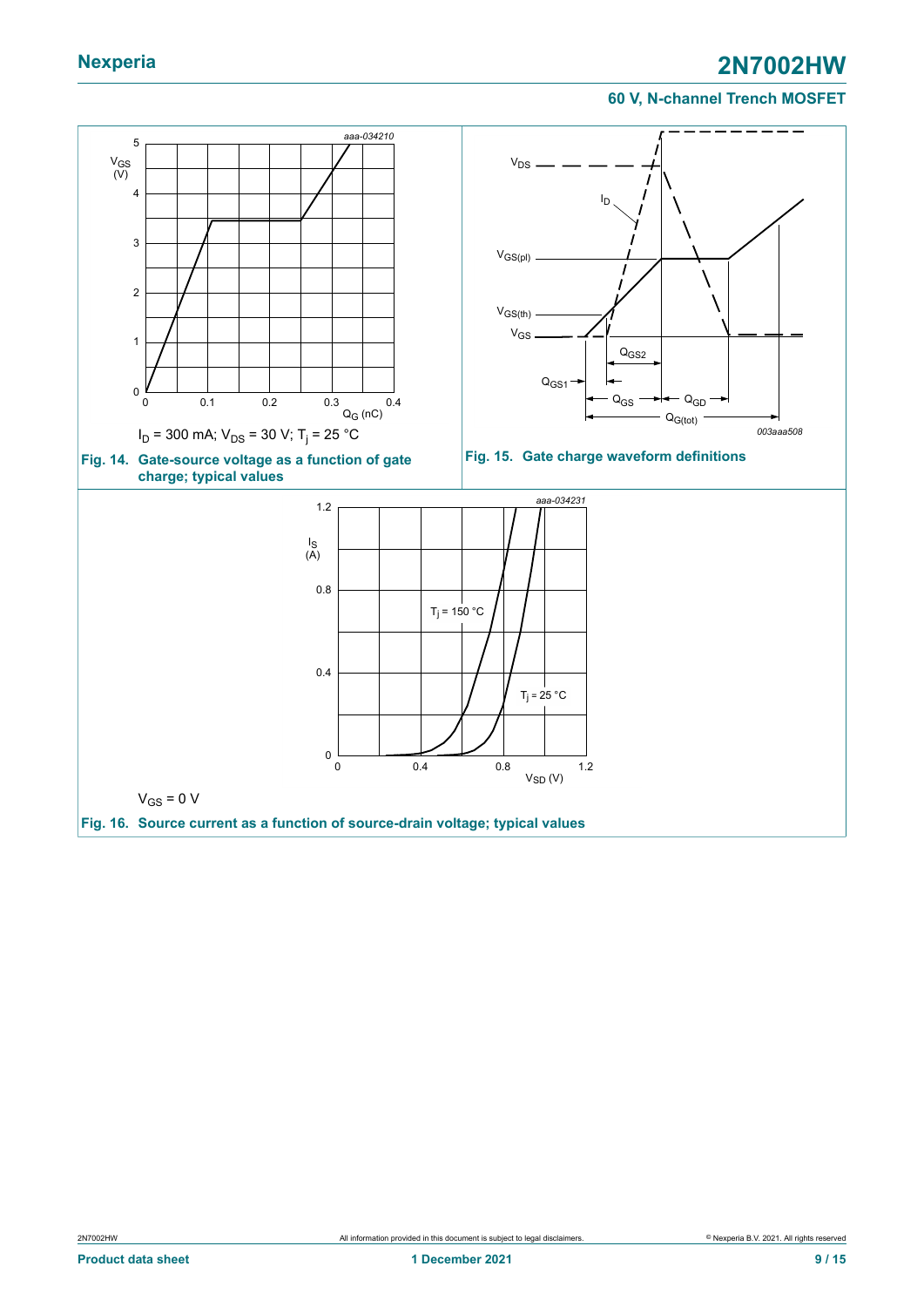$I_D$ = 300 mA; $V_{DS}$ = 30 V; $T_j$ = 25 °C

**Fig. 14. Gate-source voltage as a function of gate charge; typical values**

**Fig. 15. Gate charge waveform definitions**

$V_{GS}$ = 0 V

**Fig. 16. Source current as a function of source-drain voltage; typical values**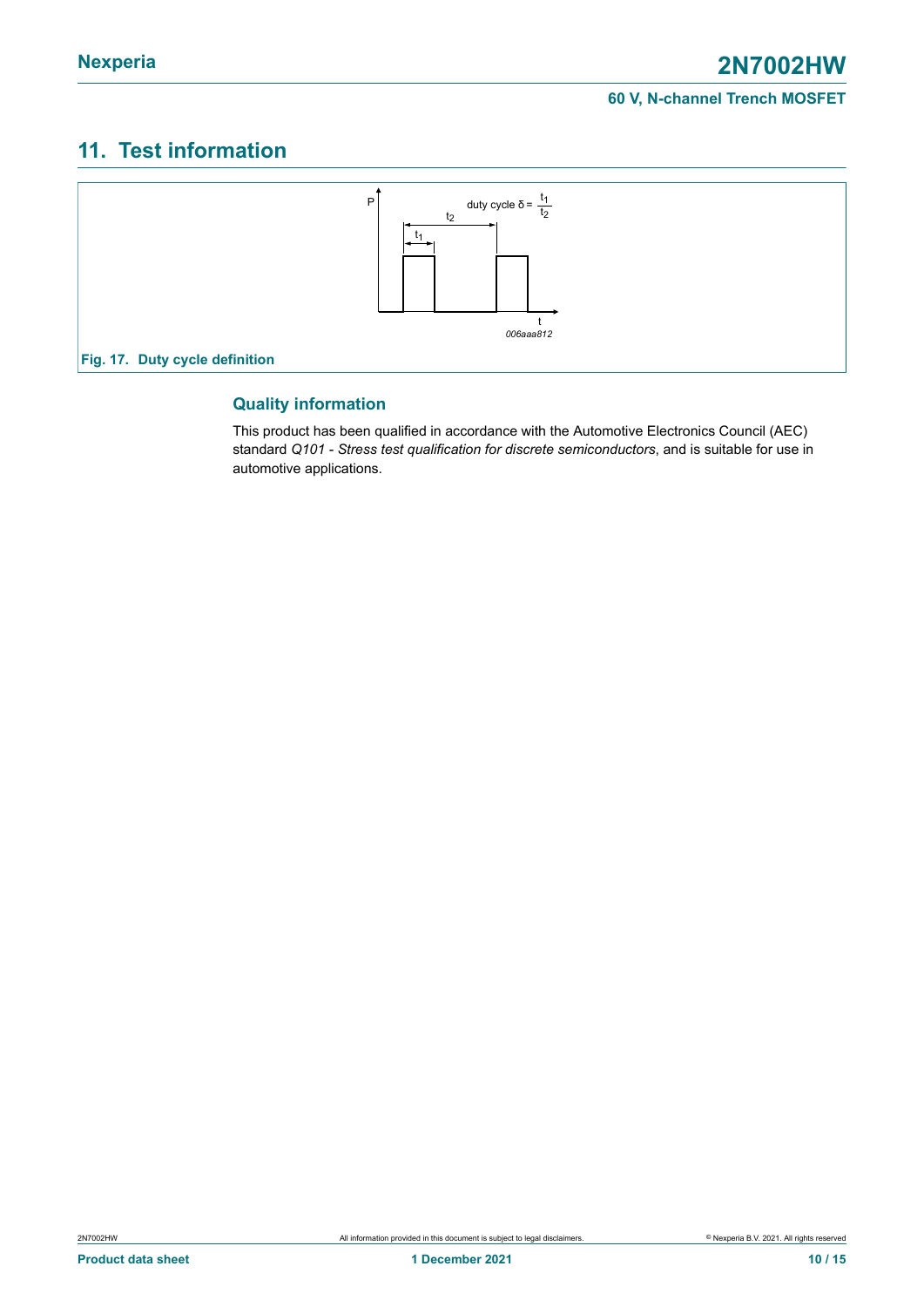## 11. Test information

Fig. 17. Duty cycle definition

### Quality information

This product has been qualified in accordance with the Automotive Electronics Council (AEC) standard *Q101 - Stress test qualification for discrete semiconductors*, and is suitable for use in automotive applications.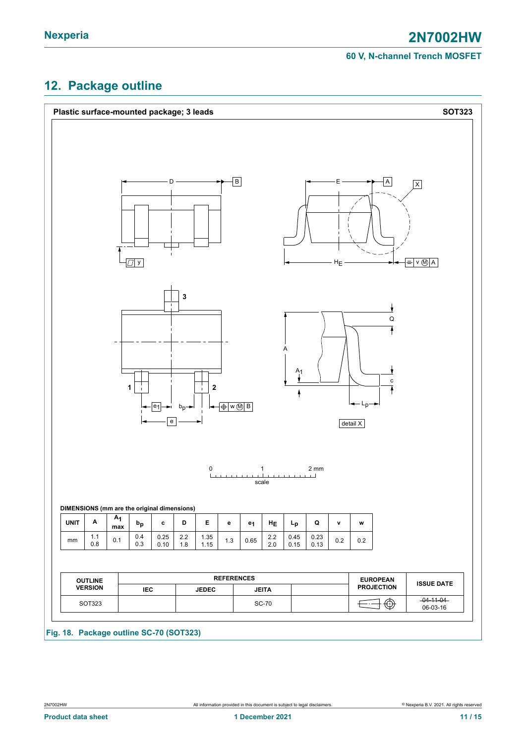## 12. Package outline

**Plastic surface-mounted package; 3 leads** **SOT323**

**DIMENSIONS (mm are the original dimensions)**

| UNIT | A | $A_1$ max | $b_p$ | c | D | E | e | $e_1$ | $H_E$ | $L_p$ | Q | v | w |
|---|---|---|---|---|---|---|---|---|---|---|---|---|---|
| mm | 1.1<br>0.8 | 0.1 | 0.4<br>0.3 | 0.25<br>0.10 | 2.2<br>1.8 | 1.35<br>1.15 | 1.3 | 0.65 | 2.2<br>2.0 | 0.45<br>0.15 | 0.23<br>0.13 | 0.2 | 0.2 |

| OUTLINE VERSION | REFERENCES | | | | EUROPEAN PROJECTION | ISSUE DATE |
|---|---|---|---|---|---|---|
| | IEC | JEDEC | JEITA | | | |
| SOT323 | | | SC-70 | | | ~~04-11-04~~<br>06-03-16 |

**Fig. 18. Package outline SC-70 (SOT323)**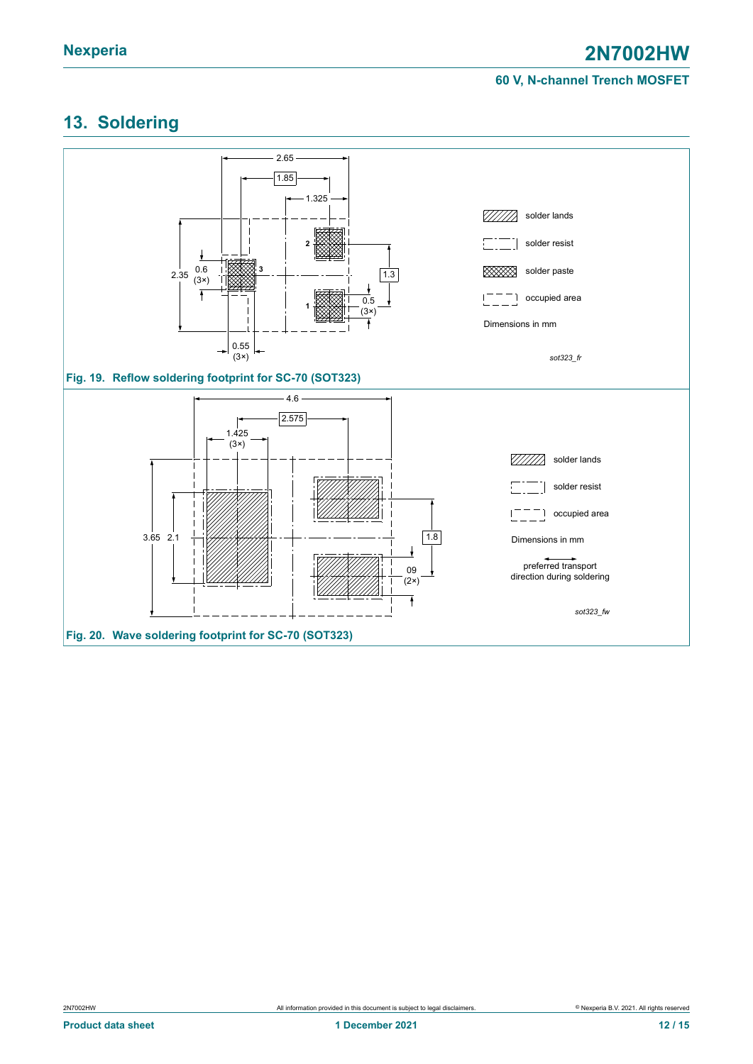## 13. Soldering

2.65

1.85

1.325

2.35

0.6 (3×)

3

2

1

1.3

0.5 (3×)

0.55 (3×)

solder lands

solder resist

solder paste

occupied area

Dimensions in mm

*sot323_fr*

**Fig. 19. Reflow soldering footprint for SC-70 (SOT323)**

4.6

2.575

1.425 (3×)

3.65

2.1

1.8

09 (2×)

solder lands

solder resist

occupied area

Dimensions in mm

preferred transport direction during soldering

*sot323_fw*

**Fig. 20. Wave soldering footprint for SC-70 (SOT323)**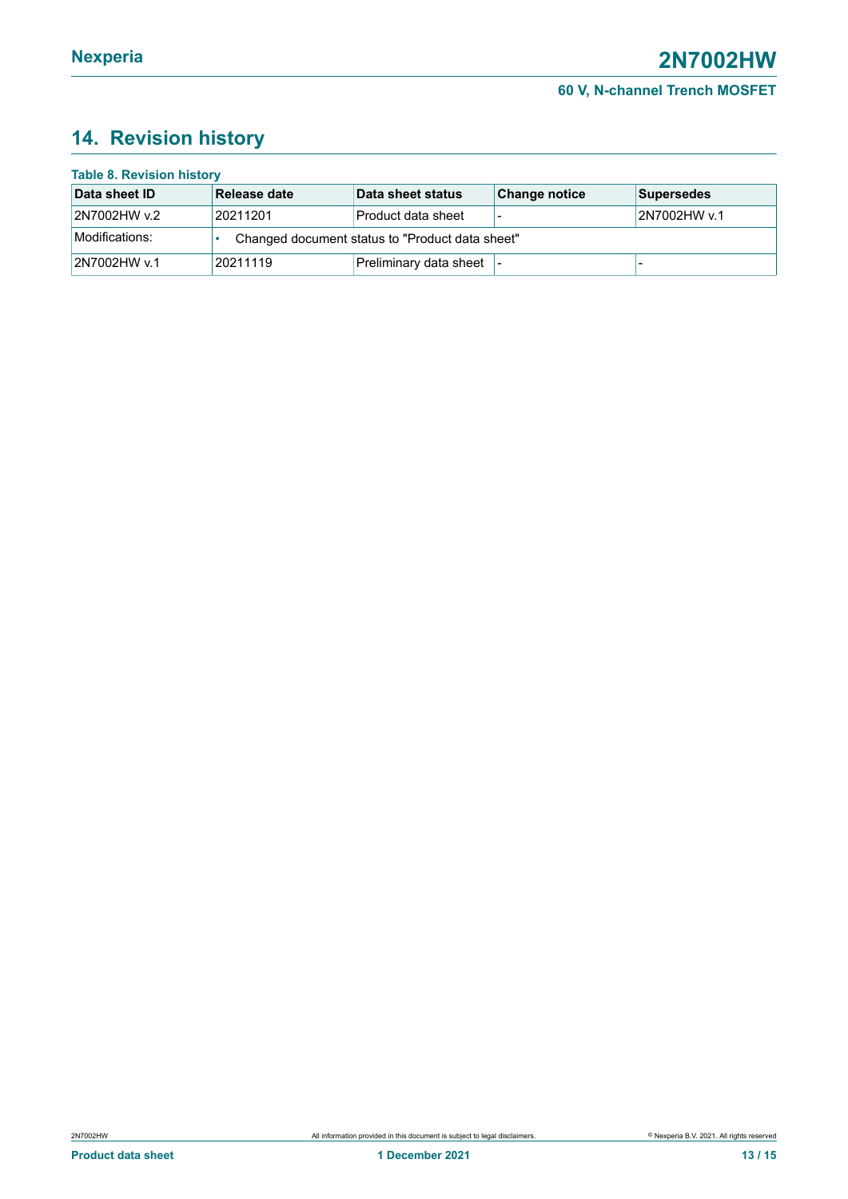## 14. Revision history

**Table 8. Revision history**

| Data sheet ID | Release date | Data sheet status | Change notice | Supersedes |
|---|---|---|---|---|
| 2N7002HW v.2 | 20211201 | Product data sheet | - | 2N7002HW v.1 |
| Modifications: | • Changed document status to "Product data sheet" | | | |
| 2N7002HW v.1 | 20211119 | Preliminary data sheet | - | - |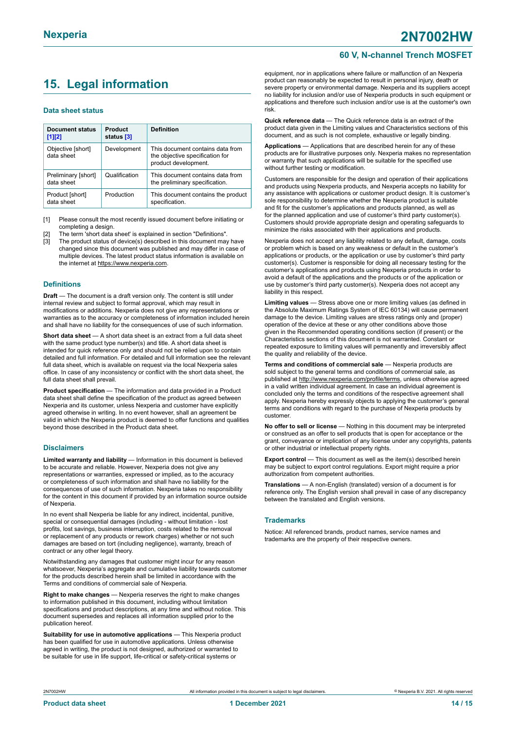# 15. Legal information

### Data sheet status

| Document status [1][2] | Product status [3] | Definition |
|---|---|---|
| Objective [short] data sheet | Development | This document contains data from the objective specification for product development. |
| Preliminary [short] data sheet | Qualification | This document contains data from the preliminary specification. |
| Product [short] data sheet | Production | This document contains the product specification. |

[1] Please consult the most recently issued document before initiating or completing a design.
[2] The term 'short data sheet' is explained in section "Definitions".
[3] The product status of device(s) described in this document may have changed since this document was published and may differ in case of multiple devices. The latest product status information is available on the internet at https://www.nexperia.com.

### Definitions

**Draft** — The document is a draft version only. The content is still under internal review and subject to formal approval, which may result in modifications or additions. Nexperia does not give any representations or warranties as to the accuracy or completeness of information included herein and shall have no liability for the consequences of use of such information.

**Short data sheet** — A short data sheet is an extract from a full data sheet with the same product type number(s) and title. A short data sheet is intended for quick reference only and should not be relied upon to contain detailed and full information. For detailed and full information see the relevant full data sheet, which is available on request via the local Nexperia sales office. In case of any inconsistency or conflict with the short data sheet, the full data sheet shall prevail.

**Product specification** — The information and data provided in a Product data sheet shall define the specification of the product as agreed between Nexperia and its customer, unless Nexperia and customer have explicitly agreed otherwise in writing. In no event however, shall an agreement be valid in which the Nexperia product is deemed to offer functions and qualities beyond those described in the Product data sheet.

### Disclaimers

**Limited warranty and liability** — Information in this document is believed to be accurate and reliable. However, Nexperia does not give any representations or warranties, expressed or implied, as to the accuracy or completeness of such information and shall have no liability for the consequences of use of such information. Nexperia takes no responsibility for the content in this document if provided by an information source outside of Nexperia.

In no event shall Nexperia be liable for any indirect, incidental, punitive, special or consequential damages (including - without limitation - lost profits, lost savings, business interruption, costs related to the removal or replacement of any products or rework charges) whether or not such damages are based on tort (including negligence), warranty, breach of contract or any other legal theory.

Notwithstanding any damages that customer might incur for any reason whatsoever, Nexperia's aggregate and cumulative liability towards customer for the products described herein shall be limited in accordance with the Terms and conditions of commercial sale of Nexperia.

**Right to make changes** — Nexperia reserves the right to make changes to information published in this document, including without limitation specifications and product descriptions, at any time and without notice. This document supersedes and replaces all information supplied prior to the publication hereof.

**Suitability for use in automotive applications** — This Nexperia product has been qualified for use in automotive applications. Unless otherwise agreed in writing, the product is not designed, authorized or warranted to be suitable for use in life support, life-critical or safety-critical systems or equipment, nor in applications where failure or malfunction of an Nexperia product can reasonably be expected to result in personal injury, death or severe property or environmental damage. Nexperia and its suppliers accept no liability for inclusion and/or use of Nexperia products in such equipment or applications and therefore such inclusion and/or use is at the customer's own risk.

**Quick reference data** — The Quick reference data is an extract of the product data given in the Limiting values and Characteristics sections of this document, and as such is not complete, exhaustive or legally binding.

**Applications** — Applications that are described herein for any of these products are for illustrative purposes only. Nexperia makes no representation or warranty that such applications will be suitable for the specified use without further testing or modification.

Customers are responsible for the design and operation of their applications and products using Nexperia products, and Nexperia accepts no liability for any assistance with applications or customer product design. It is customer's sole responsibility to determine whether the Nexperia product is suitable and fit for the customer's applications and products planned, as well as for the planned application and use of customer's third party customer(s). Customers should provide appropriate design and operating safeguards to minimize the risks associated with their applications and products.

Nexperia does not accept any liability related to any default, damage, costs or problem which is based on any weakness or default in the customer's applications or products, or the application or use by customer's third party customer(s). Customer is responsible for doing all necessary testing for the customer's applications and products using Nexperia products in order to avoid a default of the applications and the products or of the application or use by customer's third party customer(s). Nexperia does not accept any liability in this respect.

**Limiting values** — Stress above one or more limiting values (as defined in the Absolute Maximum Ratings System of IEC 60134) will cause permanent damage to the device. Limiting values are stress ratings only and (proper) operation of the device at these or any other conditions above those given in the Recommended operating conditions section (if present) or the Characteristics sections of this document is not warranted. Constant or repeated exposure to limiting values will permanently and irreversibly affect the quality and reliability of the device.

**Terms and conditions of commercial sale** — Nexperia products are sold subject to the general terms and conditions of commercial sale, as published at http://www.nexperia.com/profile/terms, unless otherwise agreed in a valid written individual agreement. In case an individual agreement is concluded only the terms and conditions of the respective agreement shall apply. Nexperia hereby expressly objects to applying the customer's general terms and conditions with regard to the purchase of Nexperia products by customer.

**No offer to sell or license** — Nothing in this document may be interpreted or construed as an offer to sell products that is open for acceptance or the grant, conveyance or implication of any license under any copyrights, patents or other industrial or intellectual property rights.

**Export control** — This document as well as the item(s) described herein may be subject to export control regulations. Export might require a prior authorization from competent authorities.

**Translations** — A non-English (translated) version of a document is for reference only. The English version shall prevail in case of any discrepancy between the translated and English versions.

### Trademarks

Notice: All referenced brands, product names, service names and trademarks are the property of their respective owners.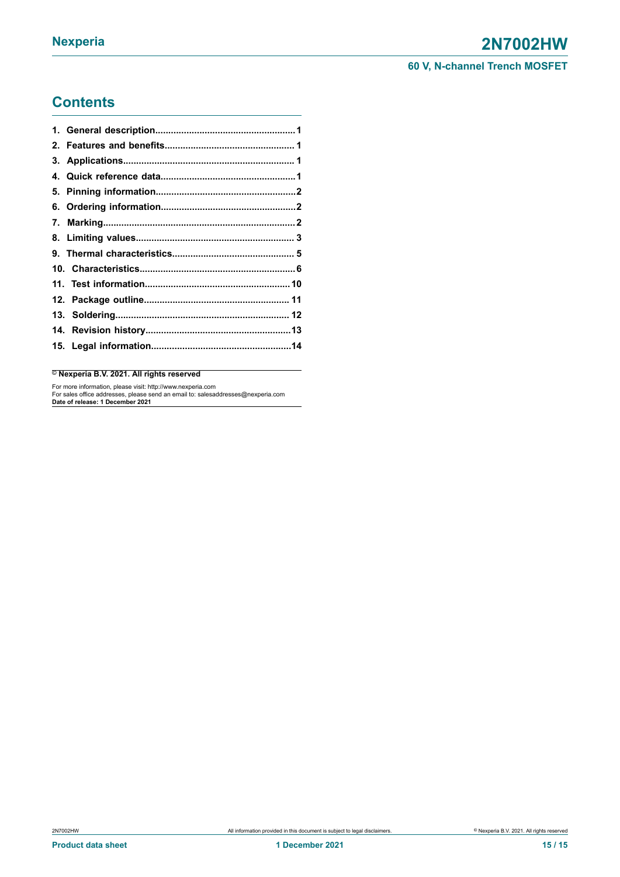## Contents

1. General description.....................................................1
2. Features and benefits.................................................1
3. Applications.................................................................1
4. Quick reference data...................................................1
5. Pinning information.....................................................2
6. Ordering information...................................................2
7. Marking.........................................................................2
8. Limiting values............................................................3
9. Thermal characteristics..............................................5
10. Characteristics............................................................6
11. Test information........................................................10
12. Package outline.........................................................11
13. Soldering...................................................................12
14. Revision history........................................................13
15. Legal information......................................................14

**© Nexperia B.V. 2021. All rights reserved**

For more information, please visit: http://www.nexperia.com
For sales office addresses, please send an email to: salesaddresses@nexperia.com
**Date of release: 1 December 2021**